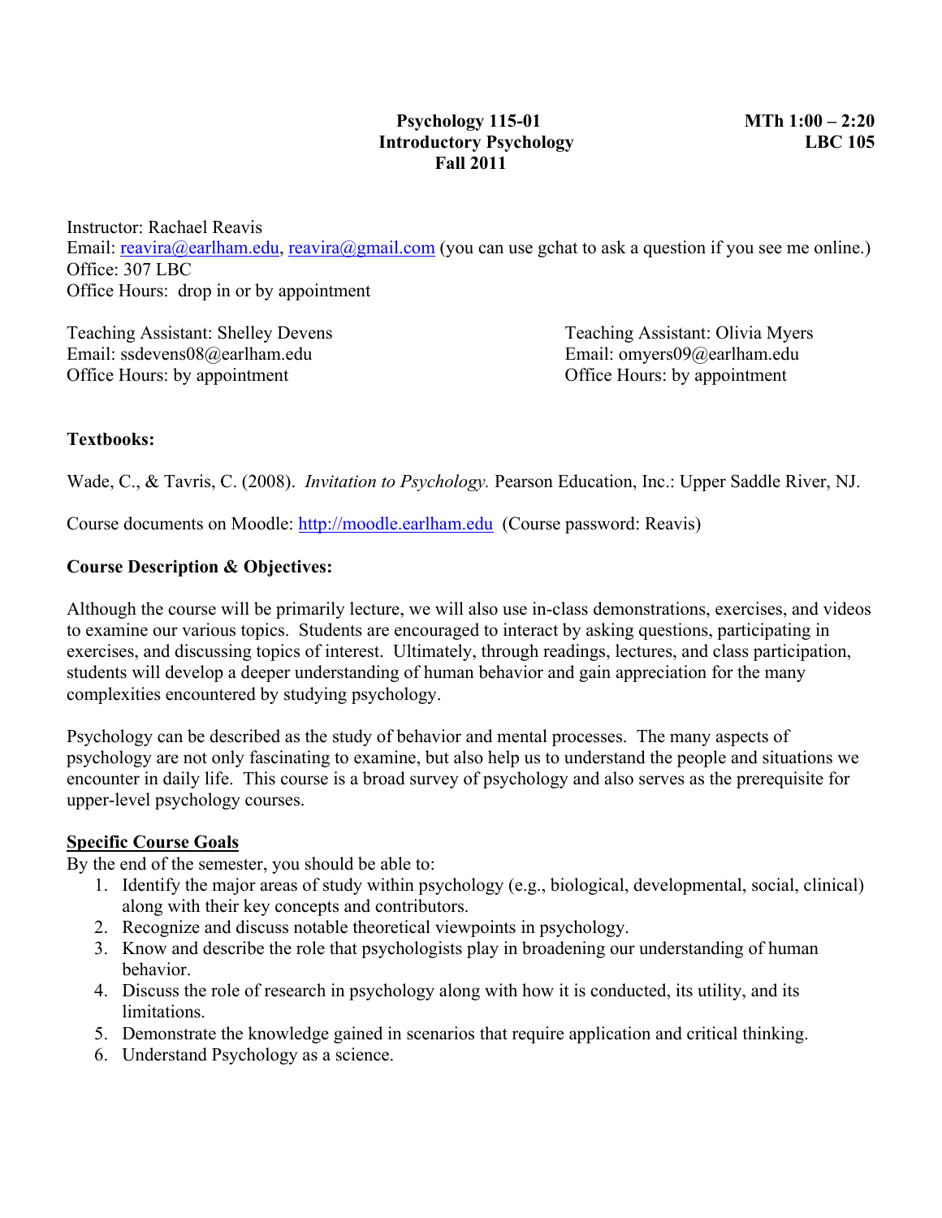**Psychology 115-01**
**Introductory Psychology**
**Fall 2011**

**MTh 1:00 – 2:20**
**LBC 105**

Instructor: Rachael Reavis
Email: reavira@earlham.edu, reavira@gmail.com (you can use gchat to ask a question if you see me online.)
Office: 307 LBC
Office Hours: drop in or by appointment

Teaching Assistant: Shelley Devens
Email: ssdevens08@earlham.edu
Office Hours: by appointment

Teaching Assistant: Olivia Myers
Email: omyers09@earlham.edu
Office Hours: by appointment

**Textbooks:**

Wade, C., & Tavris, C. (2008). *Invitation to Psychology.* Pearson Education, Inc.: Upper Saddle River, NJ.

Course documents on Moodle: http://moodle.earlham.edu (Course password: Reavis)

**Course Description & Objectives:**

Although the course will be primarily lecture, we will also use in-class demonstrations, exercises, and videos to examine our various topics. Students are encouraged to interact by asking questions, participating in exercises, and discussing topics of interest. Ultimately, through readings, lectures, and class participation, students will develop a deeper understanding of human behavior and gain appreciation for the many complexities encountered by studying psychology.

Psychology can be described as the study of behavior and mental processes. The many aspects of psychology are not only fascinating to examine, but also help us to understand the people and situations we encounter in daily life. This course is a broad survey of psychology and also serves as the prerequisite for upper-level psychology courses.

**Specific Course Goals**

By the end of the semester, you should be able to:

1. Identify the major areas of study within psychology (e.g., biological, developmental, social, clinical) along with their key concepts and contributors.
2. Recognize and discuss notable theoretical viewpoints in psychology.
3. Know and describe the role that psychologists play in broadening our understanding of human behavior.
4. Discuss the role of research in psychology along with how it is conducted, its utility, and its limitations.
5. Demonstrate the knowledge gained in scenarios that require application and critical thinking.
6. Understand Psychology as a science.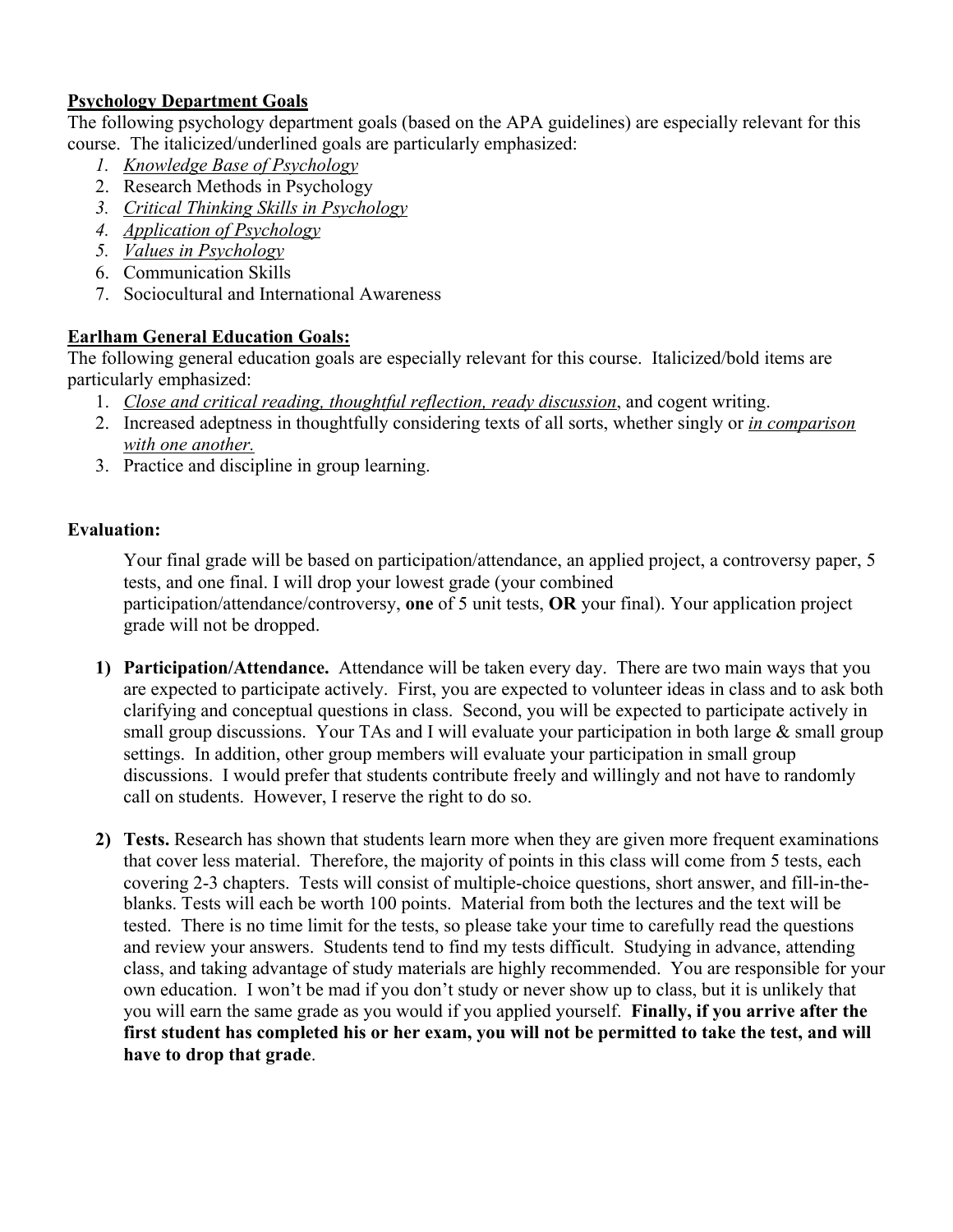**<u>Psychology Department Goals</u>**

The following psychology department goals (based on the APA guidelines) are especially relevant for this course. The italicized/underlined goals are particularly emphasized:

1. *<u>Knowledge Base of Psychology</u>*
2. Research Methods in Psychology
3. *<u>Critical Thinking Skills in Psychology</u>*
4. *<u>Application of Psychology</u>*
5. *<u>Values in Psychology</u>*
6. Communication Skills
7. Sociocultural and International Awareness

**<u>Earlham General Education Goals:</u>**

The following general education goals are especially relevant for this course. Italicized/bold items are particularly emphasized:

1. *<u>Close and critical reading, thoughtful reflection, ready discussion</u>*, and cogent writing.
2. Increased adeptness in thoughtfully considering texts of all sorts, whether singly or *<u>in comparison with one another.</u>*
3. Practice and discipline in group learning.

**Evaluation:**

Your final grade will be based on participation/attendance, an applied project, a controversy paper, 5 tests, and one final. I will drop your lowest grade (your combined participation/attendance/controversy, **one** of 5 unit tests, **OR** your final). Your application project grade will not be dropped.

1) **Participation/Attendance.** Attendance will be taken every day. There are two main ways that you are expected to participate actively. First, you are expected to volunteer ideas in class and to ask both clarifying and conceptual questions in class. Second, you will be expected to participate actively in small group discussions. Your TAs and I will evaluate your participation in both large & small group settings. In addition, other group members will evaluate your participation in small group discussions. I would prefer that students contribute freely and willingly and not have to randomly call on students. However, I reserve the right to do so.

2) **Tests.** Research has shown that students learn more when they are given more frequent examinations that cover less material. Therefore, the majority of points in this class will come from 5 tests, each covering 2-3 chapters. Tests will consist of multiple-choice questions, short answer, and fill-in-the-blanks. Tests will each be worth 100 points. Material from both the lectures and the text will be tested. There is no time limit for the tests, so please take your time to carefully read the questions and review your answers. Students tend to find my tests difficult. Studying in advance, attending class, and taking advantage of study materials are highly recommended. You are responsible for your own education. I won't be mad if you don't study or never show up to class, but it is unlikely that you will earn the same grade as you would if you applied yourself. **Finally, if you arrive after the first student has completed his or her exam, you will not be permitted to take the test, and will have to drop that grade**.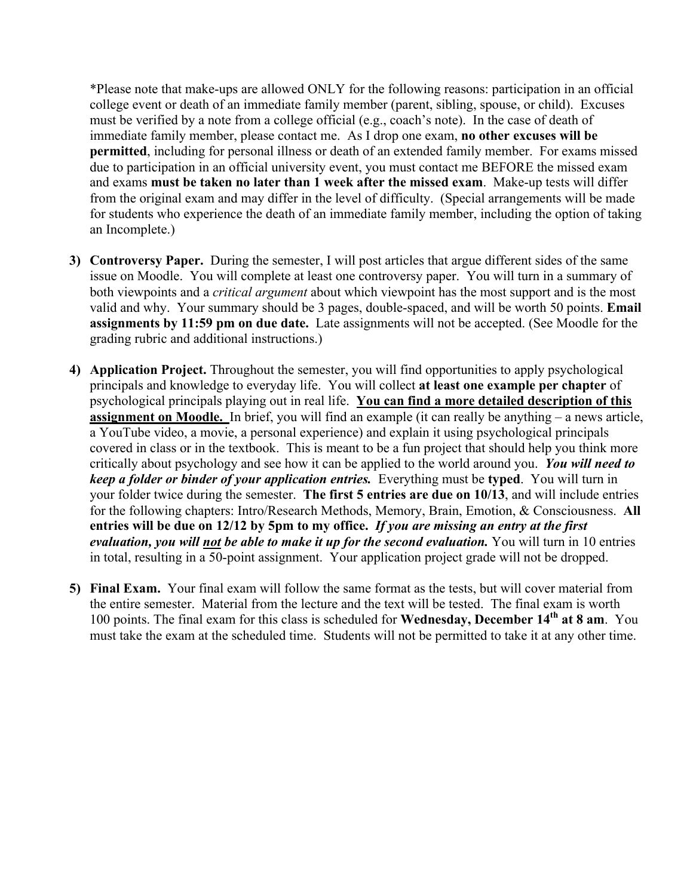*Please note that make-ups are allowed ONLY for the following reasons: participation in an official college event or death of an immediate family member (parent, sibling, spouse, or child). Excuses must be verified by a note from a college official (e.g., coach's note). In the case of death of immediate family member, please contact me. As I drop one exam, **no other excuses will be permitted**, including for personal illness or death of an extended family member. For exams missed due to participation in an official university event, you must contact me BEFORE the missed exam and exams **must be taken no later than 1 week after the missed exam**. Make-up tests will differ from the original exam and may differ in the level of difficulty. (Special arrangements will be made for students who experience the death of an immediate family member, including the option of taking an Incomplete.)

3) **Controversy Paper.** During the semester, I will post articles that argue different sides of the same issue on Moodle. You will complete at least one controversy paper. You will turn in a summary of both viewpoints and a *critical argument* about which viewpoint has the most support and is the most valid and why. Your summary should be 3 pages, double-spaced, and will be worth 50 points. **Email assignments by 11:59 pm on due date.** Late assignments will not be accepted. (See Moodle for the grading rubric and additional instructions.)

4) **Application Project.** Throughout the semester, you will find opportunities to apply psychological principals and knowledge to everyday life. You will collect **at least one example per chapter** of psychological principals playing out in real life. **<u>You can find a more detailed description of this assignment on Moodle.</u>** In brief, you will find an example (it can really be anything – a news article, a YouTube video, a movie, a personal experience) and explain it using psychological principals covered in class or in the textbook. This is meant to be a fun project that should help you think more critically about psychology and see how it can be applied to the world around you. ***You will need to keep a folder or binder of your application entries.*** Everything must be **typed**. You will turn in your folder twice during the semester. **The first 5 entries are due on 10/13**, and will include entries for the following chapters: Intro/Research Methods, Memory, Brain, Emotion, & Consciousness. **All entries will be due on 12/12 by 5pm to my office.** ***If you are missing an entry at the first evaluation, you will <u>not</u> be able to make it up for the second evaluation.*** You will turn in 10 entries in total, resulting in a 50-point assignment. Your application project grade will not be dropped.

5) **Final Exam.** Your final exam will follow the same format as the tests, but will cover material from the entire semester. Material from the lecture and the text will be tested. The final exam is worth 100 points. The final exam for this class is scheduled for **Wednesday, December 14th at 8 am**. You must take the exam at the scheduled time. Students will not be permitted to take it at any other time.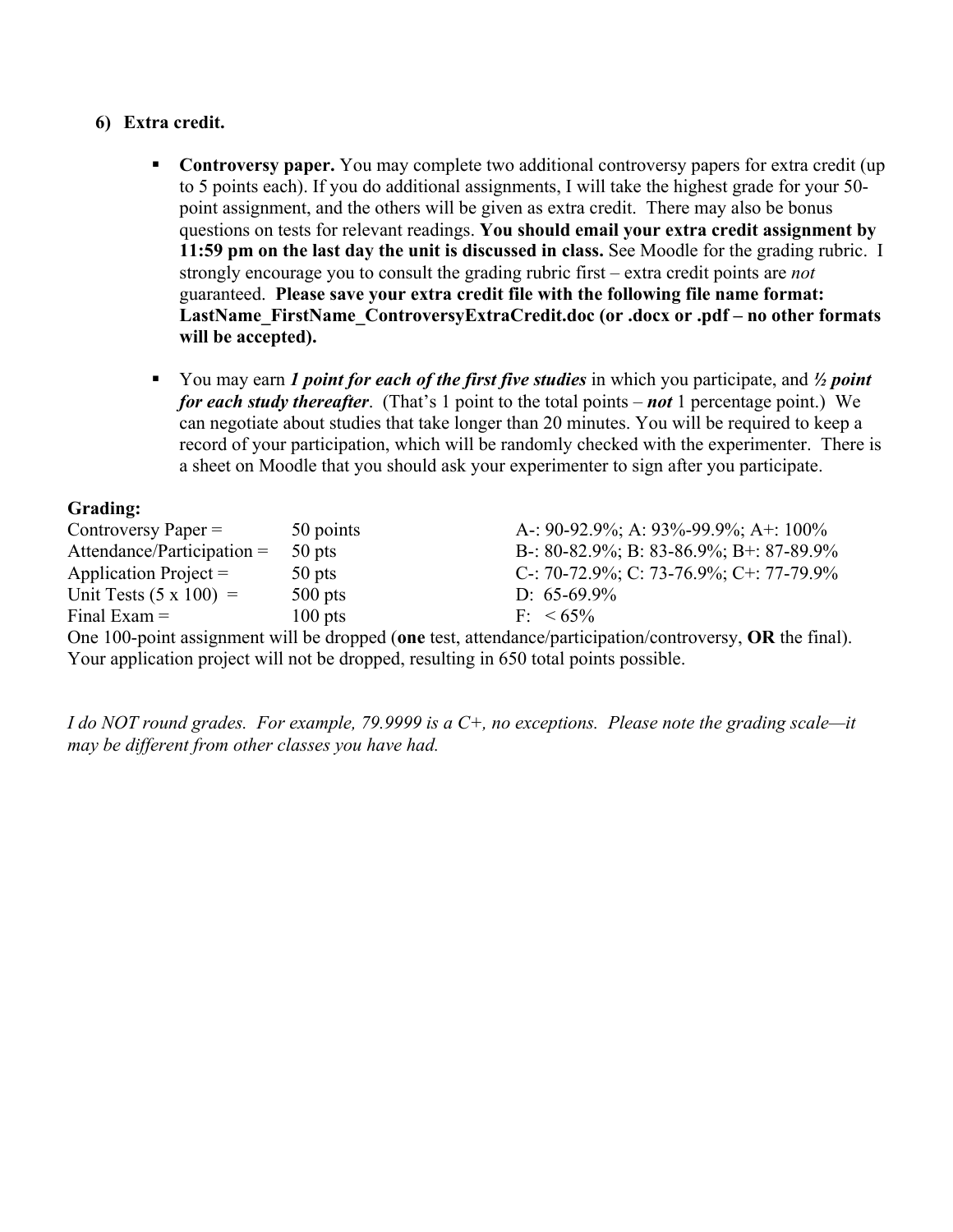6) **Extra credit.**

- **Controversy paper.** You may complete two additional controversy papers for extra credit (up to 5 points each). If you do additional assignments, I will take the highest grade for your 50-point assignment, and the others will be given as extra credit. There may also be bonus questions on tests for relevant readings. **You should email your extra credit assignment by 11:59 pm on the last day the unit is discussed in class.** See Moodle for the grading rubric. I strongly encourage you to consult the grading rubric first – extra credit points are *not* guaranteed. **Please save your extra credit file with the following file name format: LastName_FirstName_ControversyExtraCredit.doc (or .docx or .pdf – no other formats will be accepted).**

- You may earn ***1 point for each of the first five studies*** in which you participate, and ***½ point for each study thereafter***. (That's 1 point to the total points – ***not*** 1 percentage point.) We can negotiate about studies that take longer than 20 minutes. You will be required to keep a record of your participation, which will be randomly checked with the experimenter. There is a sheet on Moodle that you should ask your experimenter to sign after you participate.

**Grading:**

| | | |
|---|---|---|
| Controversy Paper = | 50 points | A-: 90-92.9%; A: 93%-99.9%; A+: 100% |
| Attendance/Participation = | 50 pts | B-: 80-82.9%; B: 83-86.9%; B+: 87-89.9% |
| Application Project = | 50 pts | C-: 70-72.9%; C: 73-76.9%; C+: 77-79.9% |
| Unit Tests (5 x 100) = | 500 pts | D: 65-69.9% |
| Final Exam = | 100 pts | F: < 65% |

One 100-point assignment will be dropped (**one** test, attendance/participation/controversy, **OR** the final). Your application project will not be dropped, resulting in 650 total points possible.

*I do NOT round grades. For example, 79.9999 is a C+, no exceptions. Please note the grading scale—it may be different from other classes you have had.*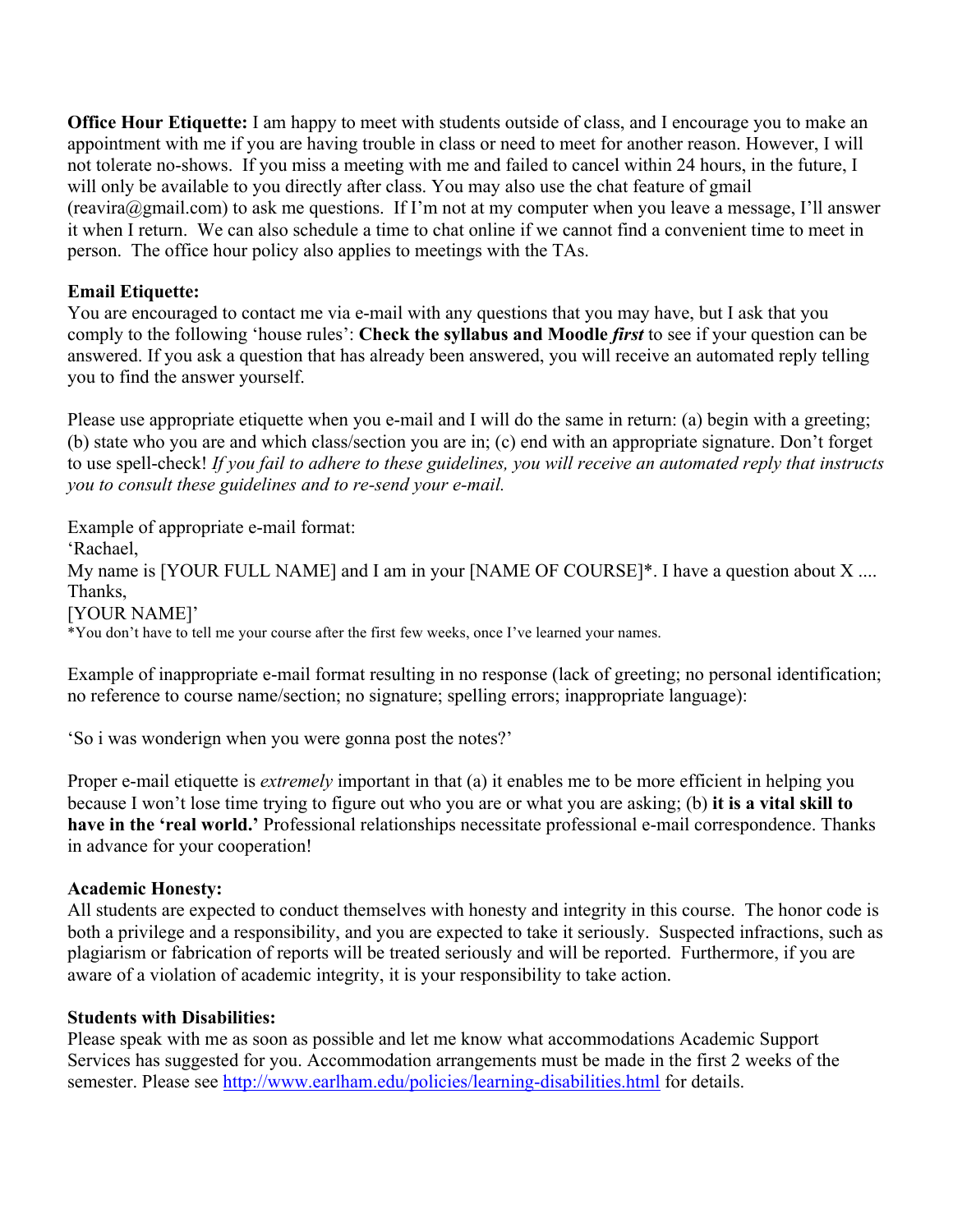**Office Hour Etiquette:** I am happy to meet with students outside of class, and I encourage you to make an appointment with me if you are having trouble in class or need to meet for another reason. However, I will not tolerate no-shows. If you miss a meeting with me and failed to cancel within 24 hours, in the future, I will only be available to you directly after class. You may also use the chat feature of gmail (reavira@gmail.com) to ask me questions. If I'm not at my computer when you leave a message, I'll answer it when I return. We can also schedule a time to chat online if we cannot find a convenient time to meet in person. The office hour policy also applies to meetings with the TAs.

**Email Etiquette:**
You are encouraged to contact me via e-mail with any questions that you may have, but I ask that you comply to the following 'house rules': **Check the syllabus and Moodle *first*** to see if your question can be answered. If you ask a question that has already been answered, you will receive an automated reply telling you to find the answer yourself.

Please use appropriate etiquette when you e-mail and I will do the same in return: (a) begin with a greeting; (b) state who you are and which class/section you are in; (c) end with an appropriate signature. Don't forget to use spell-check! *If you fail to adhere to these guidelines, you will receive an automated reply that instructs you to consult these guidelines and to re-send your e-mail.*

Example of appropriate e-mail format:
'Rachael,
My name is [YOUR FULL NAME] and I am in your [NAME OF COURSE]*. I have a question about X ....
Thanks,
[YOUR NAME]'
*You don't have to tell me your course after the first few weeks, once I've learned your names.

Example of inappropriate e-mail format resulting in no response (lack of greeting; no personal identification; no reference to course name/section; no signature; spelling errors; inappropriate language):

'So i was wonderign when you were gonna post the notes?'

Proper e-mail etiquette is *extremely* important in that (a) it enables me to be more efficient in helping you because I won't lose time trying to figure out who you are or what you are asking; (b) **it is a vital skill to have in the 'real world.'** Professional relationships necessitate professional e-mail correspondence. Thanks in advance for your cooperation!

**Academic Honesty:**
All students are expected to conduct themselves with honesty and integrity in this course. The honor code is both a privilege and a responsibility, and you are expected to take it seriously. Suspected infractions, such as plagiarism or fabrication of reports will be treated seriously and will be reported. Furthermore, if you are aware of a violation of academic integrity, it is your responsibility to take action.

**Students with Disabilities:**
Please speak with me as soon as possible and let me know what accommodations Academic Support Services has suggested for you. Accommodation arrangements must be made in the first 2 weeks of the semester. Please see http://www.earlham.edu/policies/learning-disabilities.html for details.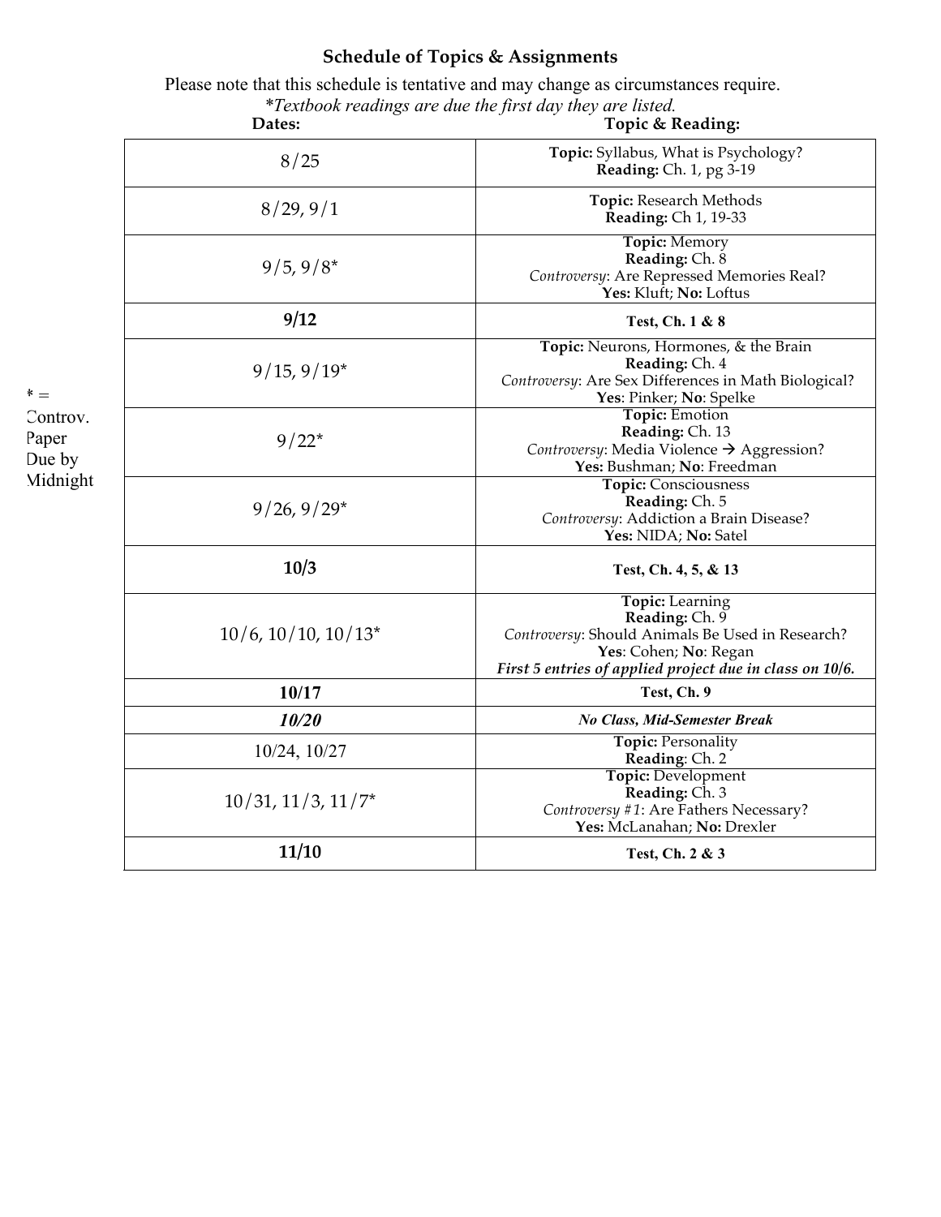## Schedule of Topics & Assignments

Please note that this schedule is tentative and may change as circumstances require.

*\*Textbook readings are due the first day they are listed.*

\* = Controv. Paper Due by Midnight

| Dates: | Topic & Reading: |
|---|---|
| 8/25 | **Topic:** Syllabus, What is Psychology?<br>**Reading:** Ch. 1, pg 3-19 |
| 8/29, 9/1 | **Topic:** Research Methods<br>**Reading:** Ch 1, 19-33 |
| 9/5, 9/8* | **Topic:** Memory<br>**Reading:** Ch. 8<br>*Controversy*: Are Repressed Memories Real?<br>**Yes:** Kluft; **No:** Loftus |
| **9/12** | **Test, Ch. 1 & 8** |
| 9/15, 9/19* | **Topic:** Neurons, Hormones, & the Brain<br>**Reading:** Ch. 4<br>*Controversy*: Are Sex Differences in Math Biological?<br>**Yes**: Pinker; **No**: Spelke |
| 9/22* | **Topic:** Emotion<br>**Reading:** Ch. 13<br>*Controversy*: Media Violence → Aggression?<br>**Yes:** Bushman; **No**: Freedman |
| 9/26, 9/29* | **Topic:** Consciousness<br>**Reading:** Ch. 5<br>*Controversy*: Addiction a Brain Disease?<br>**Yes:** NIDA; **No:** Satel |
| **10/3** | **Test, Ch. 4, 5, & 13** |
| 10/6, 10/10, 10/13* | **Topic:** Learning<br>**Reading:** Ch. 9<br>*Controversy*: Should Animals Be Used in Research?<br>**Yes**: Cohen; **No**: Regan<br>***First 5 entries of applied project due in class on 10/6.*** |
| **10/17** | **Test, Ch. 9** |
| ***10/20*** | ***No Class, Mid-Semester Break*** |
| 10/24, 10/27 | **Topic:** Personality<br>**Reading**: Ch. 2 |
| 10/31, 11/3, 11/7* | **Topic:** Development<br>**Reading:** Ch. 3<br>*Controversy #1*: Are Fathers Necessary?<br>**Yes:** McLanahan; **No:** Drexler |
| **11/10** | **Test, Ch. 2 & 3** |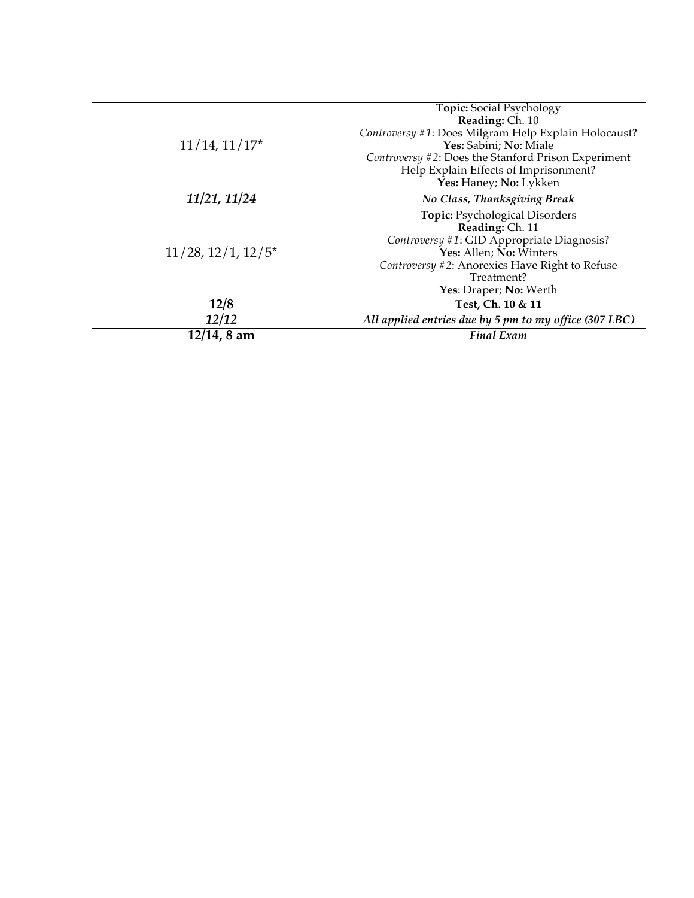| | |
|---|---|
| 11/14, 11/17* | **Topic:** Social Psychology<br>**Reading:** Ch. 10<br>*Controversy #1*: Does Milgram Help Explain Holocaust?<br>**Yes:** Sabini; **No**: Miale<br>*Controversy #2*: Does the Stanford Prison Experiment Help Explain Effects of Imprisonment?<br>**Yes:** Haney; **No:** Lykken |
| ***11/21, 11/24*** | ***No Class, Thanksgiving Break*** |
| 11/28, 12/1, 12/5* | **Topic:** Psychological Disorders<br>**Reading:** Ch. 11<br>*Controversy #1*: GID Appropriate Diagnosis?<br>**Yes:** Allen; **No:** Winters<br>*Controversy #2*: Anorexics Have Right to Refuse Treatment?<br>**Yes**: Draper; **No:** Werth |
| **12/8** | **Test, Ch. 10 & 11** |
| ***12/12*** | ***All applied entries due by 5 pm to my office (307 LBC)*** |
| **12/14, 8 am** | ***Final Exam*** |